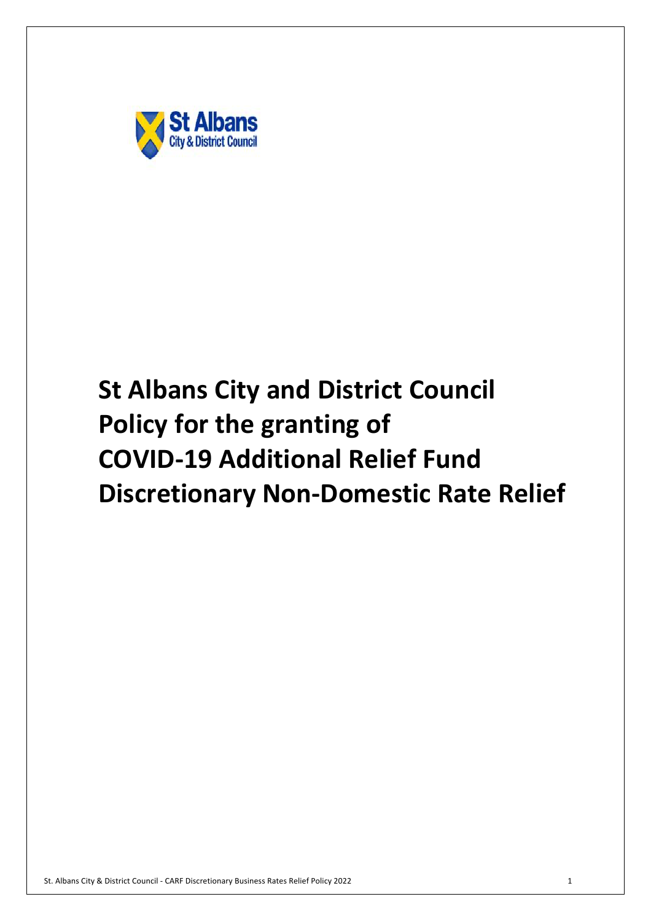# St Albans City and District Council Policy for the granting of COVID-19 Additional Relief Fund Discretionary Non-Domestic Rate Relief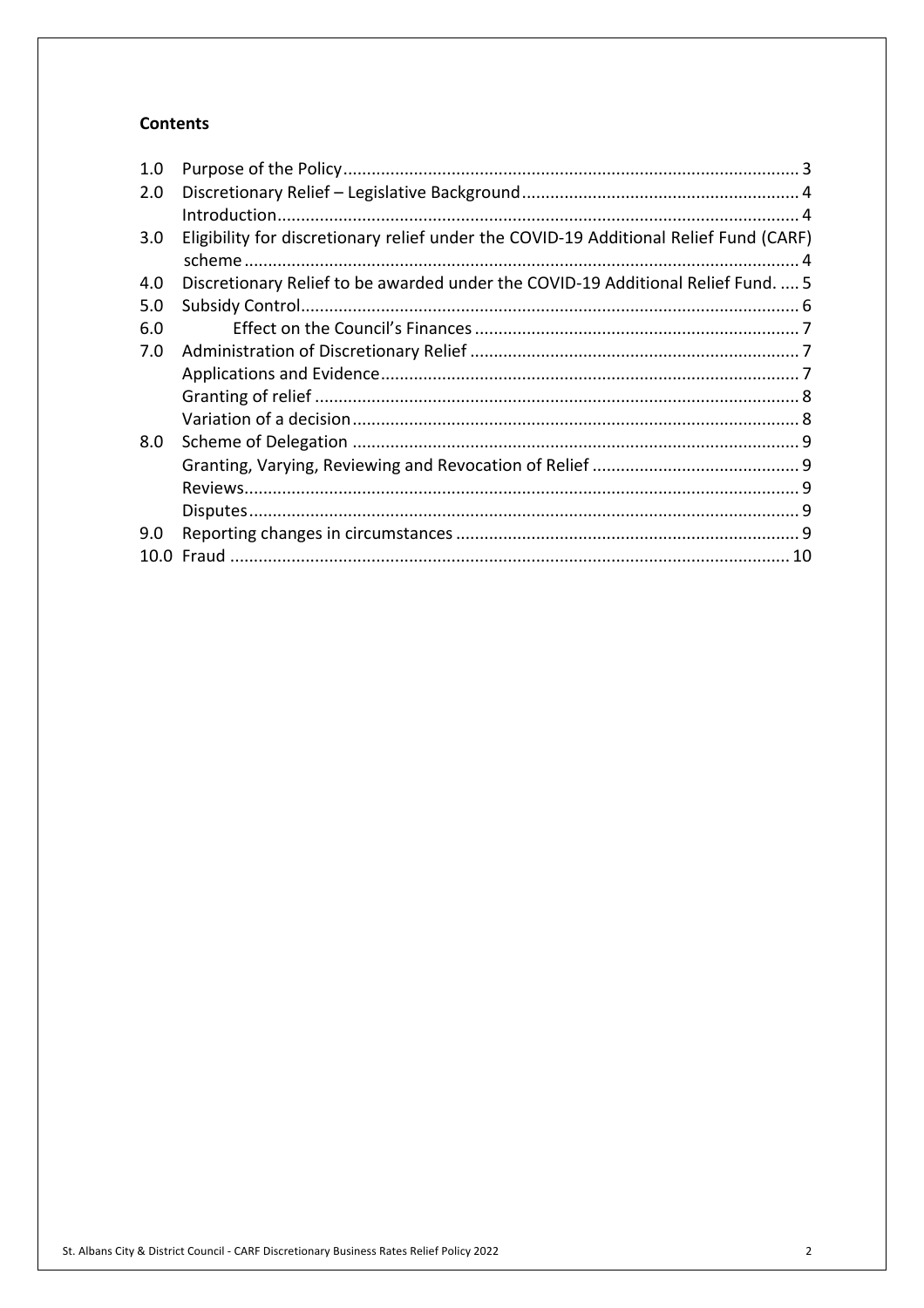## Contents

| | | |
|---|---|---|
| 1.0 | Purpose of the Policy | 3 |
| 2.0 | Discretionary Relief – Legislative Background | 4 |
| | Introduction | 4 |
| 3.0 | Eligibility for discretionary relief under the COVID-19 Additional Relief Fund (CARF) scheme | 4 |
| 4.0 | Discretionary Relief to be awarded under the COVID-19 Additional Relief Fund. | 5 |
| 5.0 | Subsidy Control | 6 |
| 6.0 | Effect on the Council's Finances | 7 |
| 7.0 | Administration of Discretionary Relief | 7 |
| | Applications and Evidence | 7 |
| | Granting of relief | 8 |
| | Variation of a decision | 8 |
| 8.0 | Scheme of Delegation | 9 |
| | Granting, Varying, Reviewing and Revocation of Relief | 9 |
| | Reviews | 9 |
| | Disputes | 9 |
| 9.0 | Reporting changes in circumstances | 9 |
| 10.0 | Fraud | 10 |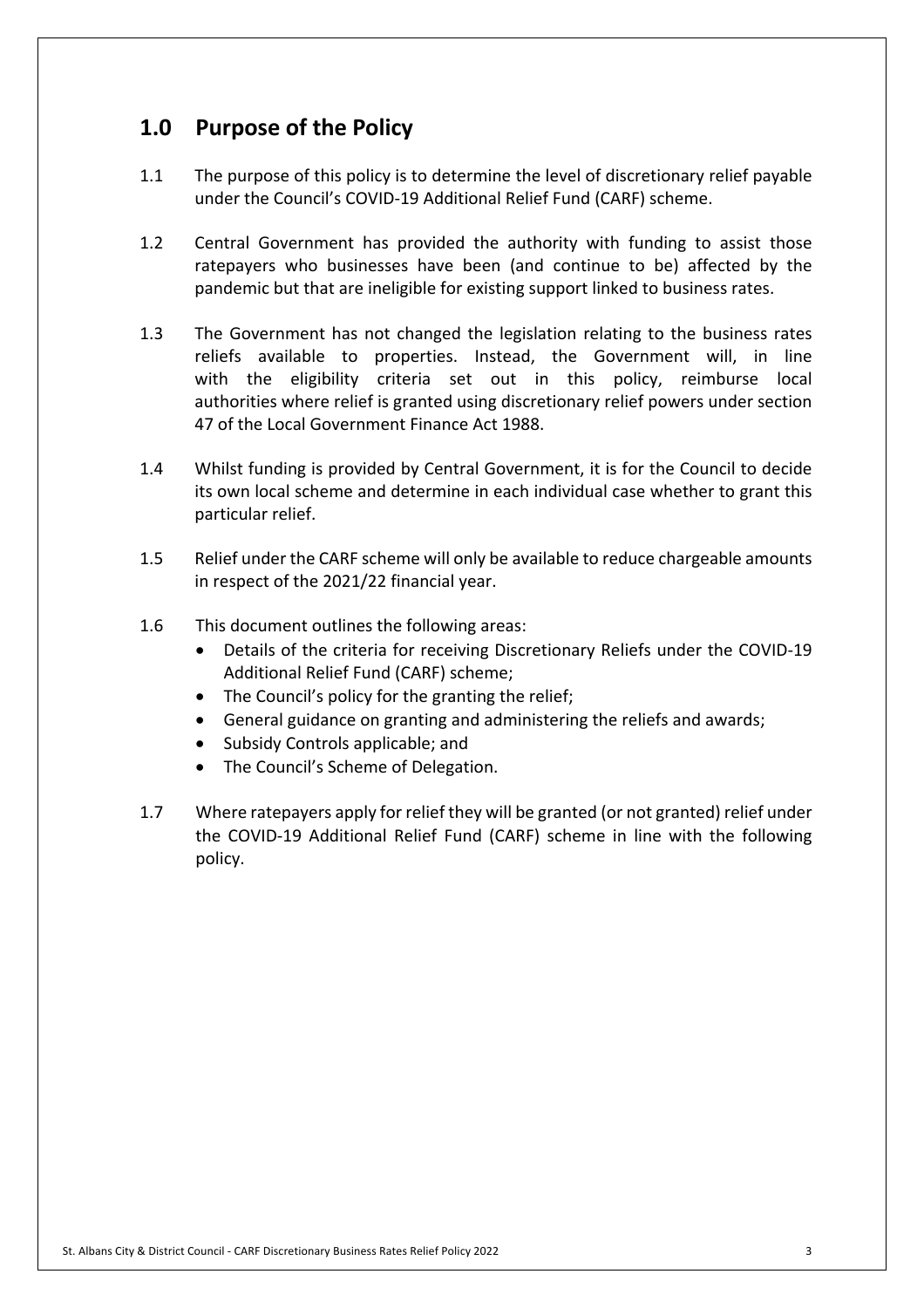## 1.0 Purpose of the Policy

1.1 The purpose of this policy is to determine the level of discretionary relief payable under the Council's COVID-19 Additional Relief Fund (CARF) scheme.

1.2 Central Government has provided the authority with funding to assist those ratepayers who businesses have been (and continue to be) affected by the pandemic but that are ineligible for existing support linked to business rates.

1.3 The Government has not changed the legislation relating to the business rates reliefs available to properties. Instead, the Government will, in line with the eligibility criteria set out in this policy, reimburse local authorities where relief is granted using discretionary relief powers under section 47 of the Local Government Finance Act 1988.

1.4 Whilst funding is provided by Central Government, it is for the Council to decide its own local scheme and determine in each individual case whether to grant this particular relief.

1.5 Relief under the CARF scheme will only be available to reduce chargeable amounts in respect of the 2021/22 financial year.

1.6 This document outlines the following areas:

- Details of the criteria for receiving Discretionary Reliefs under the COVID-19 Additional Relief Fund (CARF) scheme;
- The Council's policy for the granting the relief;
- General guidance on granting and administering the reliefs and awards;
- Subsidy Controls applicable; and
- The Council's Scheme of Delegation.

1.7 Where ratepayers apply for relief they will be granted (or not granted) relief under the COVID-19 Additional Relief Fund (CARF) scheme in line with the following policy.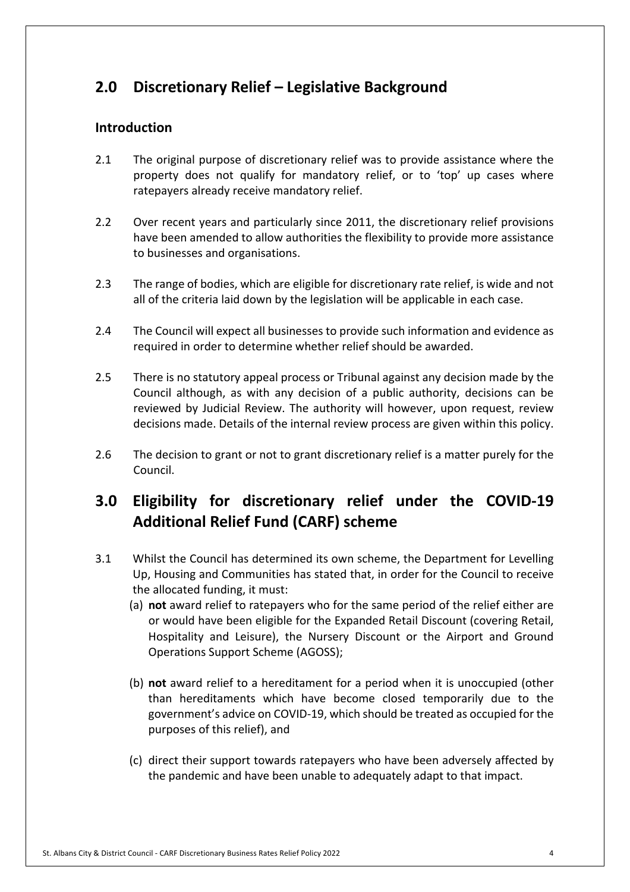## 2.0 Discretionary Relief – Legislative Background

### Introduction

2.1 The original purpose of discretionary relief was to provide assistance where the property does not qualify for mandatory relief, or to 'top' up cases where ratepayers already receive mandatory relief.

2.2 Over recent years and particularly since 2011, the discretionary relief provisions have been amended to allow authorities the flexibility to provide more assistance to businesses and organisations.

2.3 The range of bodies, which are eligible for discretionary rate relief, is wide and not all of the criteria laid down by the legislation will be applicable in each case.

2.4 The Council will expect all businesses to provide such information and evidence as required in order to determine whether relief should be awarded.

2.5 There is no statutory appeal process or Tribunal against any decision made by the Council although, as with any decision of a public authority, decisions can be reviewed by Judicial Review. The authority will however, upon request, review decisions made. Details of the internal review process are given within this policy.

2.6 The decision to grant or not to grant discretionary relief is a matter purely for the Council.

## 3.0 Eligibility for discretionary relief under the COVID-19 Additional Relief Fund (CARF) scheme

3.1 Whilst the Council has determined its own scheme, the Department for Levelling Up, Housing and Communities has stated that, in order for the Council to receive the allocated funding, it must:

(a) **not** award relief to ratepayers who for the same period of the relief either are or would have been eligible for the Expanded Retail Discount (covering Retail, Hospitality and Leisure), the Nursery Discount or the Airport and Ground Operations Support Scheme (AGOSS);

(b) **not** award relief to a hereditament for a period when it is unoccupied (other than hereditaments which have become closed temporarily due to the government's advice on COVID-19, which should be treated as occupied for the purposes of this relief), and

(c) direct their support towards ratepayers who have been adversely affected by the pandemic and have been unable to adequately adapt to that impact.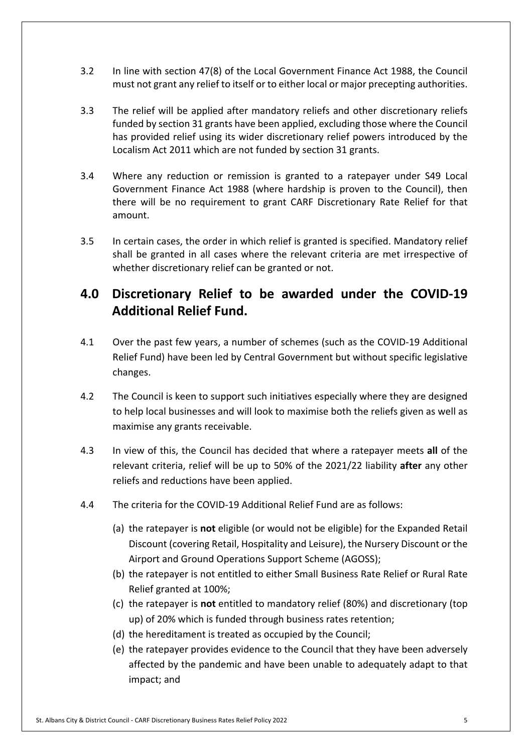3.2 In line with section 47(8) of the Local Government Finance Act 1988, the Council must not grant any relief to itself or to either local or major precepting authorities.

3.3 The relief will be applied after mandatory reliefs and other discretionary reliefs funded by section 31 grants have been applied, excluding those where the Council has provided relief using its wider discretionary relief powers introduced by the Localism Act 2011 which are not funded by section 31 grants.

3.4 Where any reduction or remission is granted to a ratepayer under S49 Local Government Finance Act 1988 (where hardship is proven to the Council), then there will be no requirement to grant CARF Discretionary Rate Relief for that amount.

3.5 In certain cases, the order in which relief is granted is specified. Mandatory relief shall be granted in all cases where the relevant criteria are met irrespective of whether discretionary relief can be granted or not.

## 4.0 Discretionary Relief to be awarded under the COVID-19 Additional Relief Fund.

4.1 Over the past few years, a number of schemes (such as the COVID-19 Additional Relief Fund) have been led by Central Government but without specific legislative changes.

4.2 The Council is keen to support such initiatives especially where they are designed to help local businesses and will look to maximise both the reliefs given as well as maximise any grants receivable.

4.3 In view of this, the Council has decided that where a ratepayer meets **all** of the relevant criteria, relief will be up to 50% of the 2021/22 liability **after** any other reliefs and reductions have been applied.

4.4 The criteria for the COVID-19 Additional Relief Fund are as follows:

(a) the ratepayer is **not** eligible (or would not be eligible) for the Expanded Retail Discount (covering Retail, Hospitality and Leisure), the Nursery Discount or the Airport and Ground Operations Support Scheme (AGOSS);

(b) the ratepayer is not entitled to either Small Business Rate Relief or Rural Rate Relief granted at 100%;

(c) the ratepayer is **not** entitled to mandatory relief (80%) and discretionary (top up) of 20% which is funded through business rates retention;

(d) the hereditament is treated as occupied by the Council;

(e) the ratepayer provides evidence to the Council that they have been adversely affected by the pandemic and have been unable to adequately adapt to that impact; and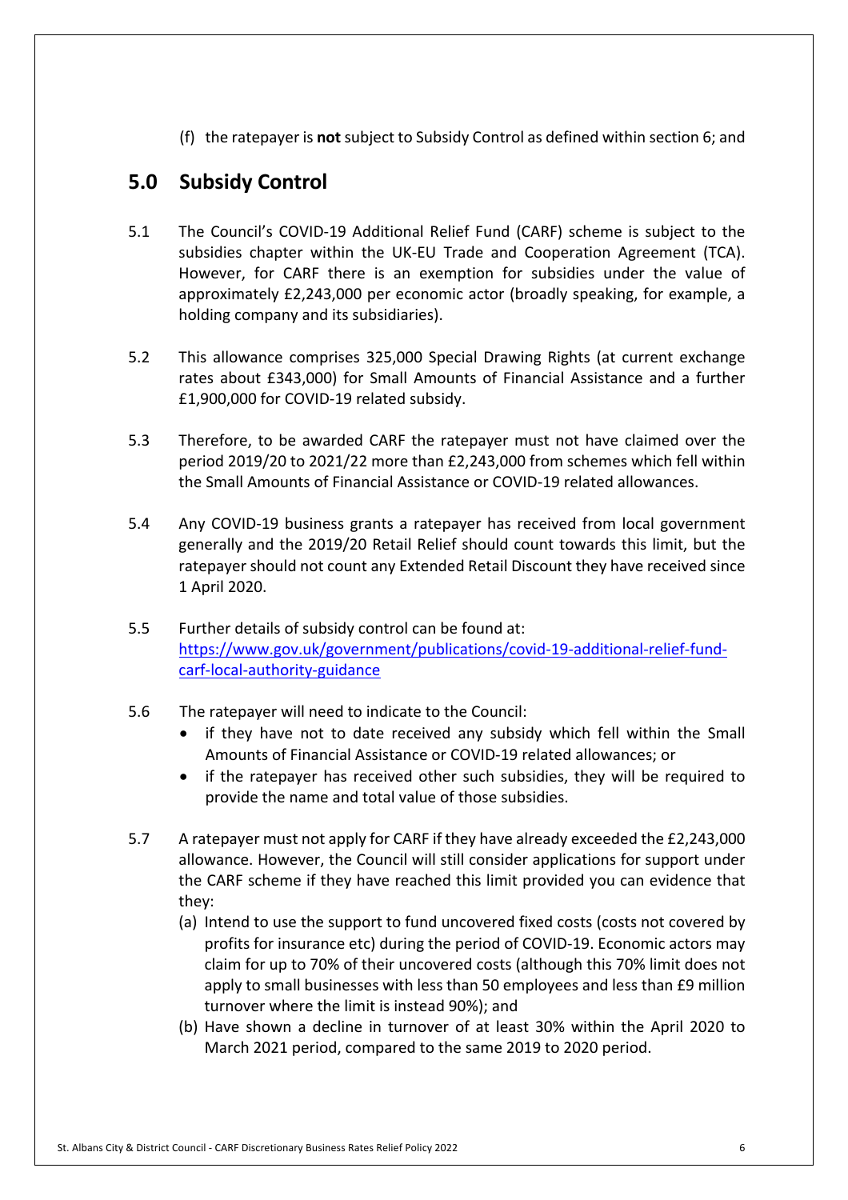(f) the ratepayer is **not** subject to Subsidy Control as defined within section 6; and

## 5.0 Subsidy Control

5.1 The Council's COVID-19 Additional Relief Fund (CARF) scheme is subject to the subsidies chapter within the UK-EU Trade and Cooperation Agreement (TCA). However, for CARF there is an exemption for subsidies under the value of approximately £2,243,000 per economic actor (broadly speaking, for example, a holding company and its subsidiaries).

5.2 This allowance comprises 325,000 Special Drawing Rights (at current exchange rates about £343,000) for Small Amounts of Financial Assistance and a further £1,900,000 for COVID-19 related subsidy.

5.3 Therefore, to be awarded CARF the ratepayer must not have claimed over the period 2019/20 to 2021/22 more than £2,243,000 from schemes which fell within the Small Amounts of Financial Assistance or COVID-19 related allowances.

5.4 Any COVID-19 business grants a ratepayer has received from local government generally and the 2019/20 Retail Relief should count towards this limit, but the ratepayer should not count any Extended Retail Discount they have received since 1 April 2020.

5.5 Further details of subsidy control can be found at: [https://www.gov.uk/government/publications/covid-19-additional-relief-fund-carf-local-authority-guidance](https://www.gov.uk/government/publications/covid-19-additional-relief-fund-carf-local-authority-guidance)

5.6 The ratepayer will need to indicate to the Council:

- if they have not to date received any subsidy which fell within the Small Amounts of Financial Assistance or COVID-19 related allowances; or
- if the ratepayer has received other such subsidies, they will be required to provide the name and total value of those subsidies.

5.7 A ratepayer must not apply for CARF if they have already exceeded the £2,243,000 allowance. However, the Council will still consider applications for support under the CARF scheme if they have reached this limit provided you can evidence that they:

(a) Intend to use the support to fund uncovered fixed costs (costs not covered by profits for insurance etc) during the period of COVID-19. Economic actors may claim for up to 70% of their uncovered costs (although this 70% limit does not apply to small businesses with less than 50 employees and less than £9 million turnover where the limit is instead 90%); and

(b) Have shown a decline in turnover of at least 30% within the April 2020 to March 2021 period, compared to the same 2019 to 2020 period.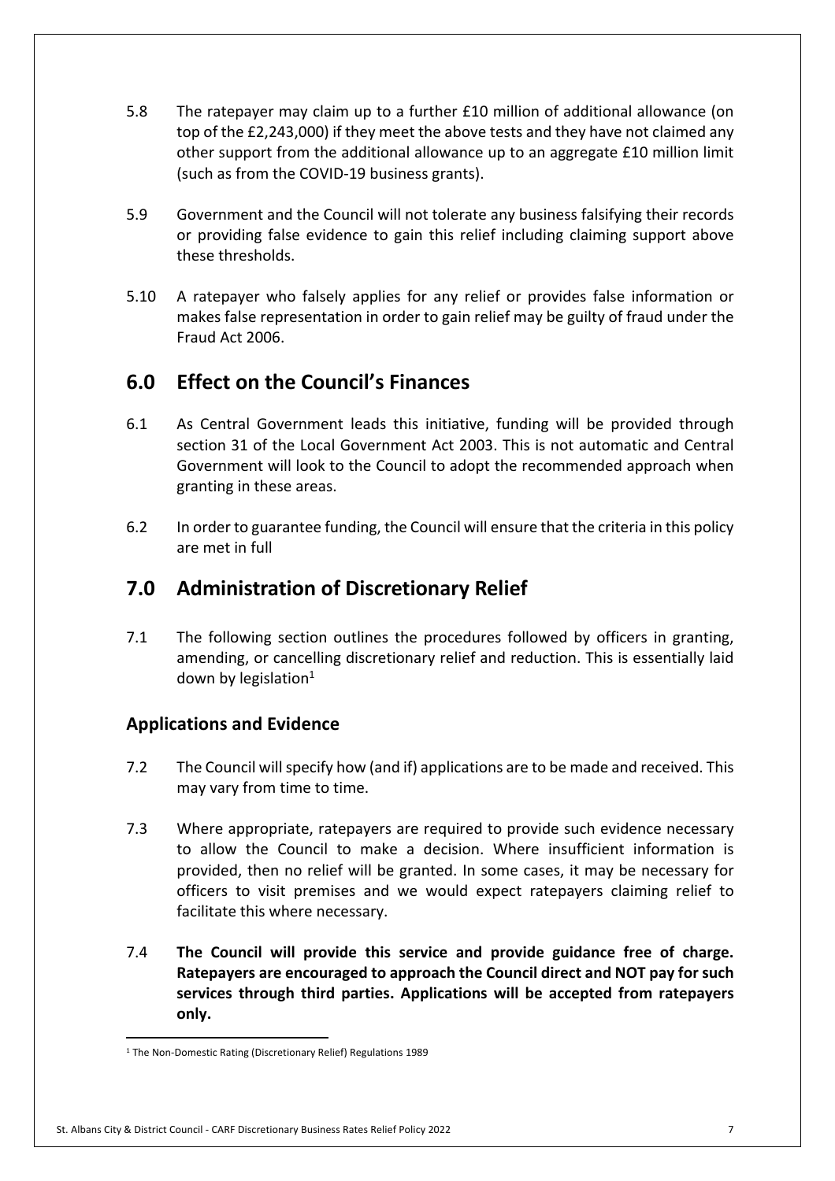5.8 The ratepayer may claim up to a further £10 million of additional allowance (on top of the £2,243,000) if they meet the above tests and they have not claimed any other support from the additional allowance up to an aggregate £10 million limit (such as from the COVID-19 business grants).

5.9 Government and the Council will not tolerate any business falsifying their records or providing false evidence to gain this relief including claiming support above these thresholds.

5.10 A ratepayer who falsely applies for any relief or provides false information or makes false representation in order to gain relief may be guilty of fraud under the Fraud Act 2006.

## 6.0 Effect on the Council's Finances

6.1 As Central Government leads this initiative, funding will be provided through section 31 of the Local Government Act 2003. This is not automatic and Central Government will look to the Council to adopt the recommended approach when granting in these areas.

6.2 In order to guarantee funding, the Council will ensure that the criteria in this policy are met in full

## 7.0 Administration of Discretionary Relief

7.1 The following section outlines the procedures followed by officers in granting, amending, or cancelling discretionary relief and reduction. This is essentially laid down by legislation[1]

### Applications and Evidence

7.2 The Council will specify how (and if) applications are to be made and received. This may vary from time to time.

7.3 Where appropriate, ratepayers are required to provide such evidence necessary to allow the Council to make a decision. Where insufficient information is provided, then no relief will be granted. In some cases, it may be necessary for officers to visit premises and we would expect ratepayers claiming relief to facilitate this where necessary.

7.4 **The Council will provide this service and provide guidance free of charge. Ratepayers are encouraged to approach the Council direct and NOT pay for such services through third parties. Applications will be accepted from ratepayers only.**

[1] The Non-Domestic Rating (Discretionary Relief) Regulations 1989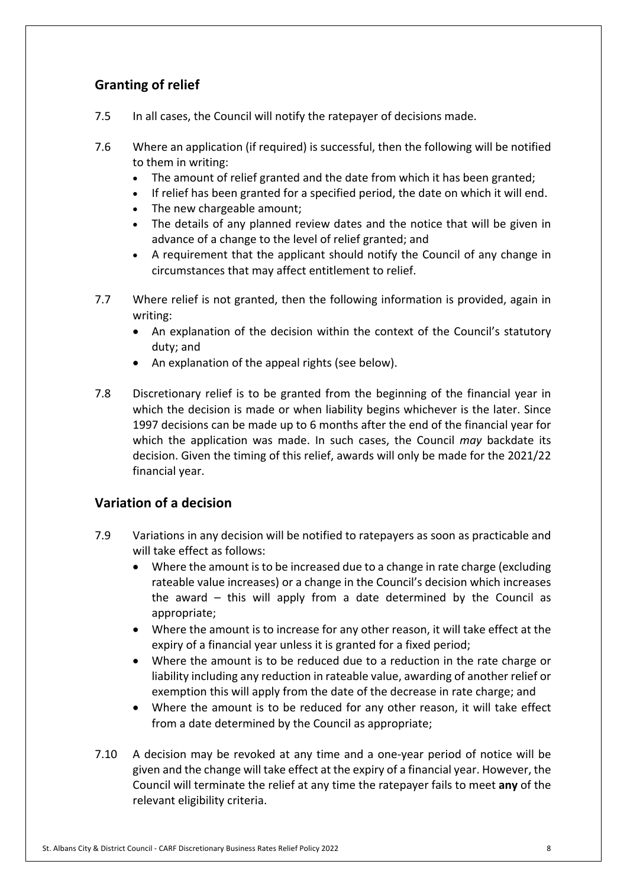## Granting of relief

7.5 In all cases, the Council will notify the ratepayer of decisions made.

7.6 Where an application (if required) is successful, then the following will be notified to them in writing:

- The amount of relief granted and the date from which it has been granted;
- If relief has been granted for a specified period, the date on which it will end.
- The new chargeable amount;
- The details of any planned review dates and the notice that will be given in advance of a change to the level of relief granted; and
- A requirement that the applicant should notify the Council of any change in circumstances that may affect entitlement to relief.

7.7 Where relief is not granted, then the following information is provided, again in writing:

- An explanation of the decision within the context of the Council's statutory duty; and
- An explanation of the appeal rights (see below).

7.8 Discretionary relief is to be granted from the beginning of the financial year in which the decision is made or when liability begins whichever is the later. Since 1997 decisions can be made up to 6 months after the end of the financial year for which the application was made. In such cases, the Council *may* backdate its decision. Given the timing of this relief, awards will only be made for the 2021/22 financial year.

## Variation of a decision

7.9 Variations in any decision will be notified to ratepayers as soon as practicable and will take effect as follows:

- Where the amount is to be increased due to a change in rate charge (excluding rateable value increases) or a change in the Council's decision which increases the award – this will apply from a date determined by the Council as appropriate;
- Where the amount is to increase for any other reason, it will take effect at the expiry of a financial year unless it is granted for a fixed period;
- Where the amount is to be reduced due to a reduction in the rate charge or liability including any reduction in rateable value, awarding of another relief or exemption this will apply from the date of the decrease in rate charge; and
- Where the amount is to be reduced for any other reason, it will take effect from a date determined by the Council as appropriate;

7.10 A decision may be revoked at any time and a one-year period of notice will be given and the change will take effect at the expiry of a financial year. However, the Council will terminate the relief at any time the ratepayer fails to meet **any** of the relevant eligibility criteria.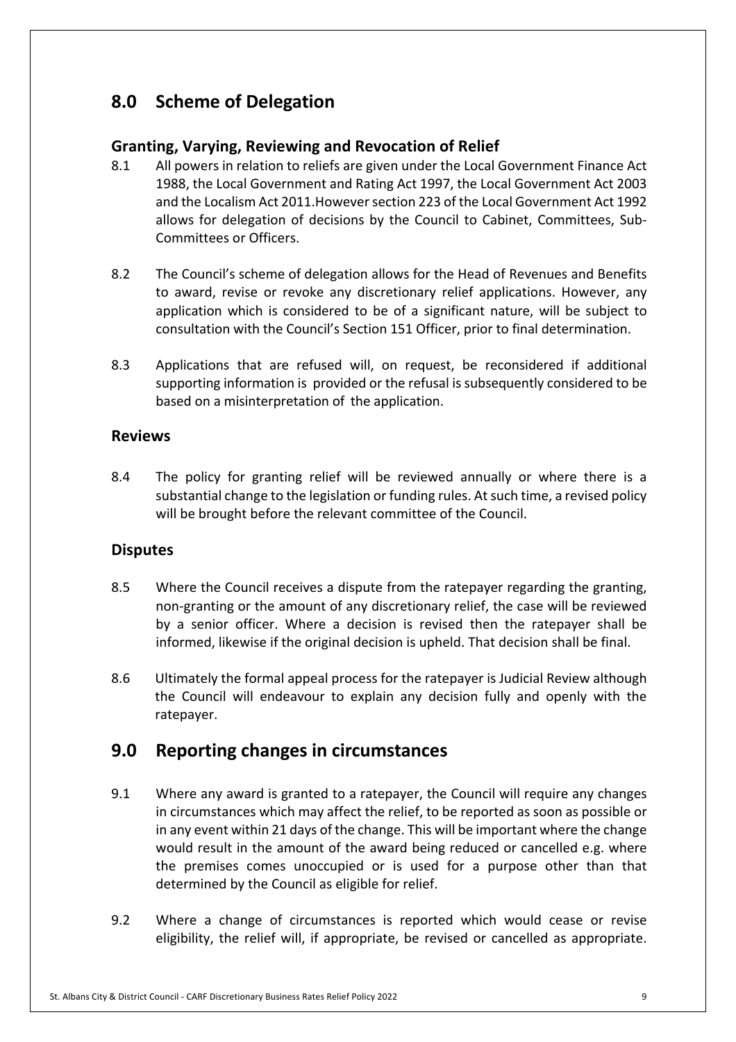# 8.0 Scheme of Delegation

## Granting, Varying, Reviewing and Revocation of Relief

8.1 All powers in relation to reliefs are given under the Local Government Finance Act 1988, the Local Government and Rating Act 1997, the Local Government Act 2003 and the Localism Act 2011.However section 223 of the Local Government Act 1992 allows for delegation of decisions by the Council to Cabinet, Committees, Sub-Committees or Officers.

8.2 The Council's scheme of delegation allows for the Head of Revenues and Benefits to award, revise or revoke any discretionary relief applications. However, any application which is considered to be of a significant nature, will be subject to consultation with the Council's Section 151 Officer, prior to final determination.

8.3 Applications that are refused will, on request, be reconsidered if additional supporting information is provided or the refusal is subsequently considered to be based on a misinterpretation of the application.

## Reviews

8.4 The policy for granting relief will be reviewed annually or where there is a substantial change to the legislation or funding rules. At such time, a revised policy will be brought before the relevant committee of the Council.

## Disputes

8.5 Where the Council receives a dispute from the ratepayer regarding the granting, non-granting or the amount of any discretionary relief, the case will be reviewed by a senior officer. Where a decision is revised then the ratepayer shall be informed, likewise if the original decision is upheld. That decision shall be final.

8.6 Ultimately the formal appeal process for the ratepayer is Judicial Review although the Council will endeavour to explain any decision fully and openly with the ratepayer.

# 9.0 Reporting changes in circumstances

9.1 Where any award is granted to a ratepayer, the Council will require any changes in circumstances which may affect the relief, to be reported as soon as possible or in any event within 21 days of the change. This will be important where the change would result in the amount of the award being reduced or cancelled e.g. where the premises comes unoccupied or is used for a purpose other than that determined by the Council as eligible for relief.

9.2 Where a change of circumstances is reported which would cease or revise eligibility, the relief will, if appropriate, be revised or cancelled as appropriate.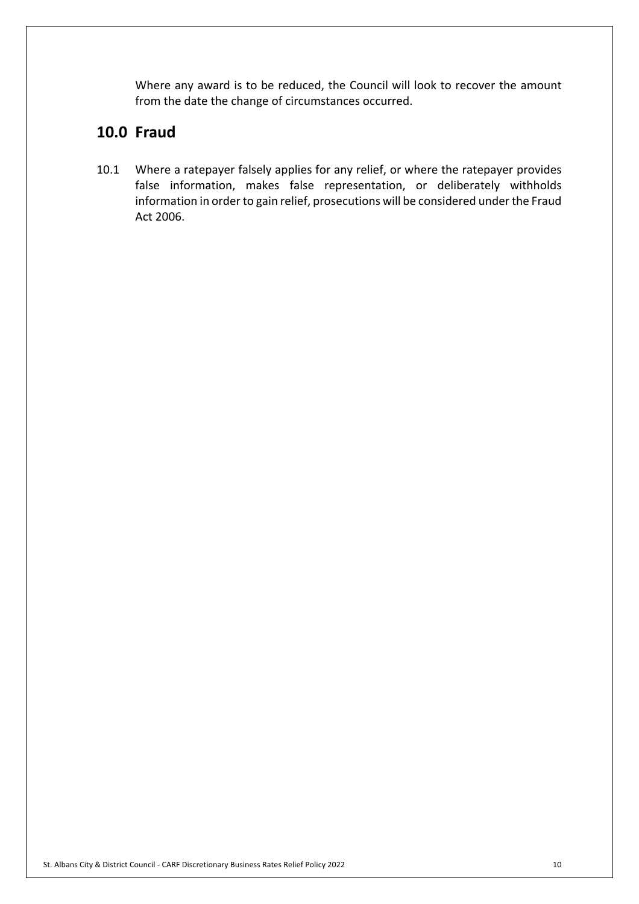Where any award is to be reduced, the Council will look to recover the amount from the date the change of circumstances occurred.

## 10.0 Fraud

10.1 Where a ratepayer falsely applies for any relief, or where the ratepayer provides false information, makes false representation, or deliberately withholds information in order to gain relief, prosecutions will be considered under the Fraud Act 2006.